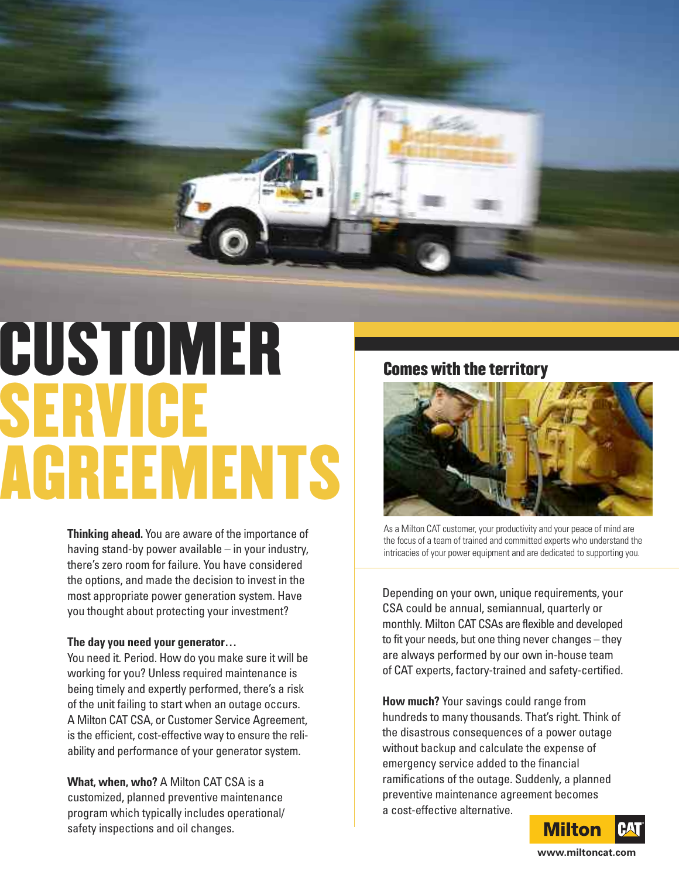# CUSTOMER SERVICE AGREEMENTS

**Thinking ahead.** You are aware of the importance of having stand-by power available – in your industry, there's zero room for failure. You have considered the options, and made the decision to invest in the most appropriate power generation system. Have you thought about protecting your investment?

**The day you need your generator…**
You need it. Period. How do you make sure it will be working for you? Unless required maintenance is being timely and expertly performed, there's a risk of the unit failing to start when an outage occurs. A Milton CAT CSA, or Customer Service Agreement, is the efficient, cost-effective way to ensure the reliability and performance of your generator system.

**What, when, who?** A Milton CAT CSA is a customized, planned preventive maintenance program which typically includes operational/safety inspections and oil changes.

## Comes with the territory

As a Milton CAT customer, your productivity and your peace of mind are the focus of a team of trained and committed experts who understand the intricacies of your power equipment and are dedicated to supporting you.

Depending on your own, unique requirements, your CSA could be annual, semiannual, quarterly or monthly. Milton CAT CSAs are flexible and developed to fit your needs, but one thing never changes – they are always performed by our own in-house team of CAT experts, factory-trained and safety-certified.

**How much?** Your savings could range from hundreds to many thousands. That's right. Think of the disastrous consequences of a power outage without backup and calculate the expense of emergency service added to the financial ramifications of the outage. Suddenly, a planned preventive maintenance agreement becomes a cost-effective alternative.

Milton CAT

www.miltoncat.com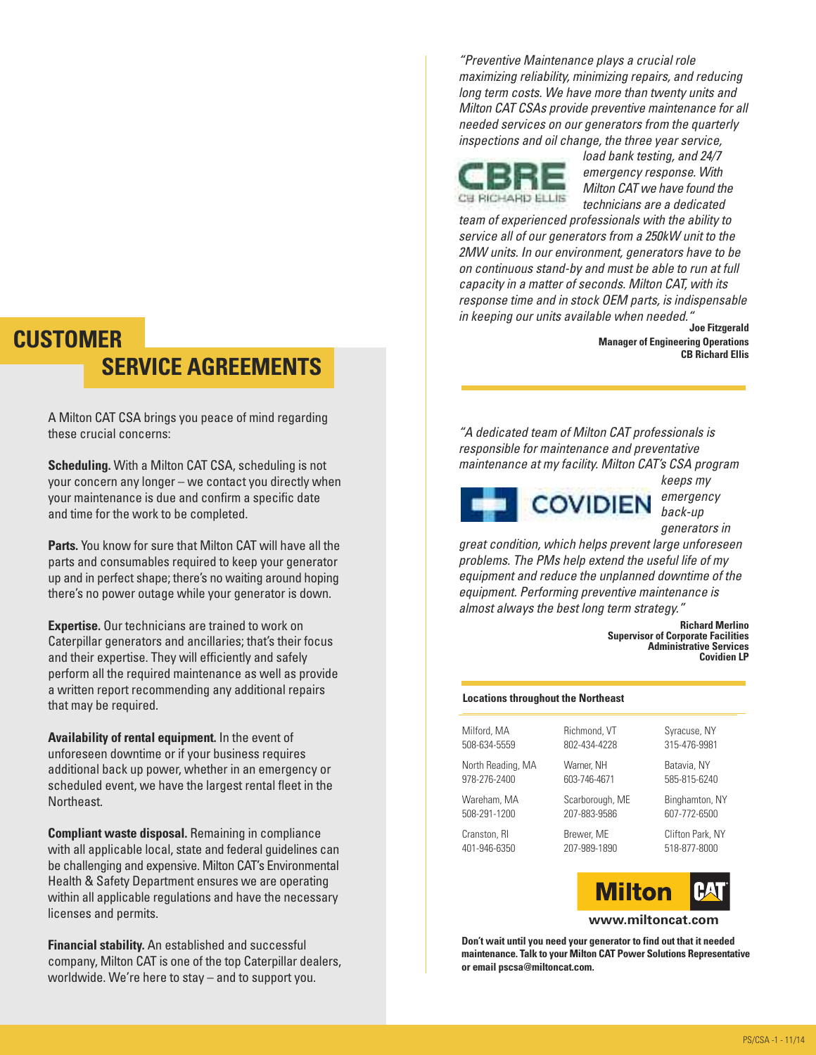# CUSTOMER SERVICE AGREEMENTS

A Milton CAT CSA brings you peace of mind regarding these crucial concerns:

**Scheduling.** With a Milton CAT CSA, scheduling is not your concern any longer – we contact you directly when your maintenance is due and confirm a specific date and time for the work to be completed.

**Parts.** You know for sure that Milton CAT will have all the parts and consumables required to keep your generator up and in perfect shape; there's no waiting around hoping there's no power outage while your generator is down.

**Expertise.** Our technicians are trained to work on Caterpillar generators and ancillaries; that's their focus and their expertise. They will efficiently and safely perform all the required maintenance as well as provide a written report recommending any additional repairs that may be required.

**Availability of rental equipment.** In the event of unforeseen downtime or if your business requires additional back up power, whether in an emergency or scheduled event, we have the largest rental fleet in the Northeast.

**Compliant waste disposal.** Remaining in compliance with all applicable local, state and federal guidelines can be challenging and expensive. Milton CAT's Environmental Health & Safety Department ensures we are operating within all applicable regulations and have the necessary licenses and permits.

**Financial stability.** An established and successful company, Milton CAT is one of the top Caterpillar dealers, worldwide. We're here to stay – and to support you.

*"Preventive Maintenance plays a crucial role maximizing reliability, minimizing repairs, and reducing long term costs. We have more than twenty units and Milton CAT CSAs provide preventive maintenance for all needed services on our generators from the quarterly inspections and oil change, the three year service, load bank testing, and 24/7 emergency response. With Milton CAT we have found the technicians are a dedicated team of experienced professionals with the ability to service all of our generators from a 250kW unit to the 2MW units. In our environment, generators have to be on continuous stand-by and must be able to run at full capacity in a matter of seconds. Milton CAT, with its response time and in stock OEM parts, is indispensable in keeping our units available when needed."*

**Joe Fitzgerald**
**Manager of Engineering Operations**
**CB Richard Ellis**

*"A dedicated team of Milton CAT professionals is responsible for maintenance and preventative maintenance at my facility. Milton CAT's CSA program keeps my emergency back-up generators in great condition, which helps prevent large unforeseen problems. The PMs help extend the useful life of my equipment and reduce the unplanned downtime of the equipment. Performing preventive maintenance is almost always the best long term strategy."*

**Richard Merlino**
**Supervisor of Corporate Facilities**
**Administrative Services**
**Covidien LP**

**Locations throughout the Northeast**

| | | |
|---|---|---|
| Milford, MA<br>508-634-5559 | Richmond, VT<br>802-434-4228 | Syracuse, NY<br>315-476-9981 |
| North Reading, MA<br>978-276-2400 | Warner, NH<br>603-746-4671 | Batavia, NY<br>585-815-6240 |
| Wareham, MA<br>508-291-1200 | Scarborough, ME<br>207-883-9586 | Binghamton, NY<br>607-772-6500 |
| Cranston, RI<br>401-946-6350 | Brewer, ME<br>207-989-1890 | Clifton Park, NY<br>518-877-8000 |

Milton CAT

**www.miltoncat.com**

**Don't wait until you need your generator to find out that it needed maintenance. Talk to your Milton CAT Power Solutions Representative or email pscsa@miltoncat.com.**

PS/CSA -1 - 11/14